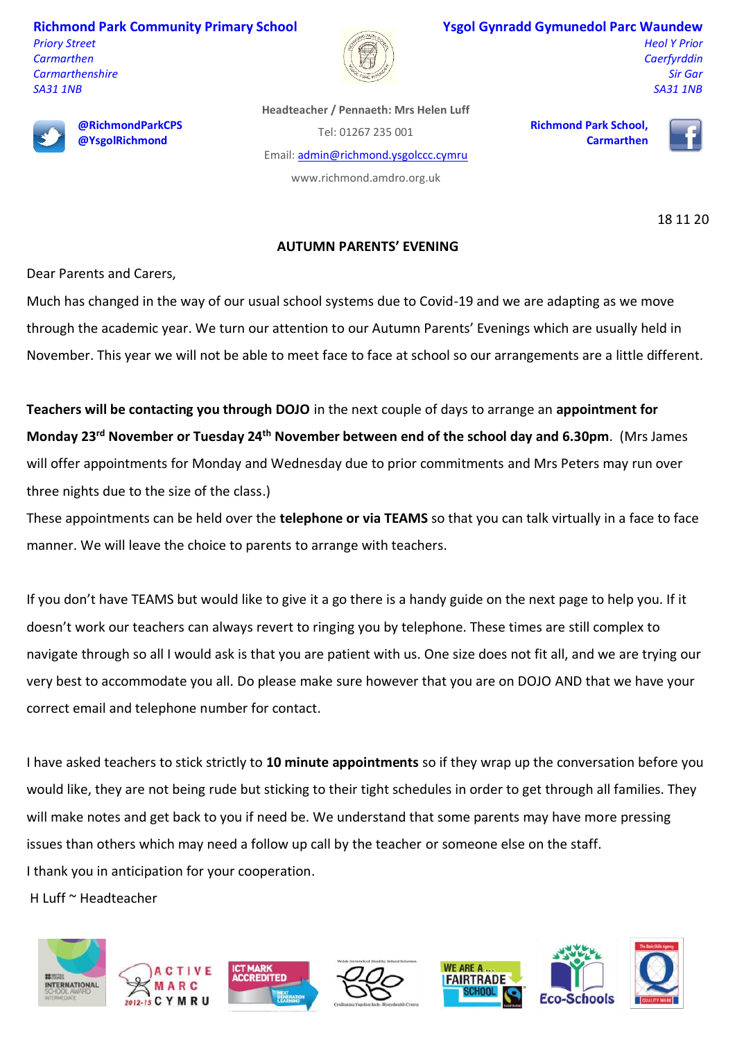**Richmond Park Community Primary School**
*Priory Street*
*Carmarthen*
*Carmarthenshire*
*SA31 1NB*

**Ysgol Gynradd Gymunedol Parc Waundew**
*Heol Y Prior*
*Caerfyrddin*
*Sir Gar*
*SA31 1NB*

**@RichmondParkCPS**
**@YsgolRichmond**

Headteacher / Pennaeth: Mrs Helen Luff

Tel: 01267 235 001

Email: admin@richmond.ysgolccc.cymru

www.richmond.amdro.org.uk

**Richmond Park School, Carmarthen**

18 11 20

## AUTUMN PARENTS' EVENING

Dear Parents and Carers,

Much has changed in the way of our usual school systems due to Covid-19 and we are adapting as we move through the academic year. We turn our attention to our Autumn Parents' Evenings which are usually held in November. This year we will not be able to meet face to face at school so our arrangements are a little different.

**Teachers will be contacting you through DOJO** in the next couple of days to arrange an **appointment for Monday 23rd November or Tuesday 24th November between end of the school day and 6.30pm**. (Mrs James will offer appointments for Monday and Wednesday due to prior commitments and Mrs Peters may run over three nights due to the size of the class.)

These appointments can be held over the **telephone or via TEAMS** so that you can talk virtually in a face to face manner. We will leave the choice to parents to arrange with teachers.

If you don't have TEAMS but would like to give it a go there is a handy guide on the next page to help you. If it doesn't work our teachers can always revert to ringing you by telephone. These times are still complex to navigate through so all I would ask is that you are patient with us. One size does not fit all, and we are trying our very best to accommodate you all. Do please make sure however that you are on DOJO AND that we have your correct email and telephone number for contact.

I have asked teachers to stick strictly to **10 minute appointments** so if they wrap up the conversation before you would like, they are not being rude but sticking to their tight schedules in order to get through all families. They will make notes and get back to you if need be. We understand that some parents may have more pressing issues than others which may need a follow up call by the teacher or someone else on the staff.

I thank you in anticipation for your cooperation.

H Luff ~ Headteacher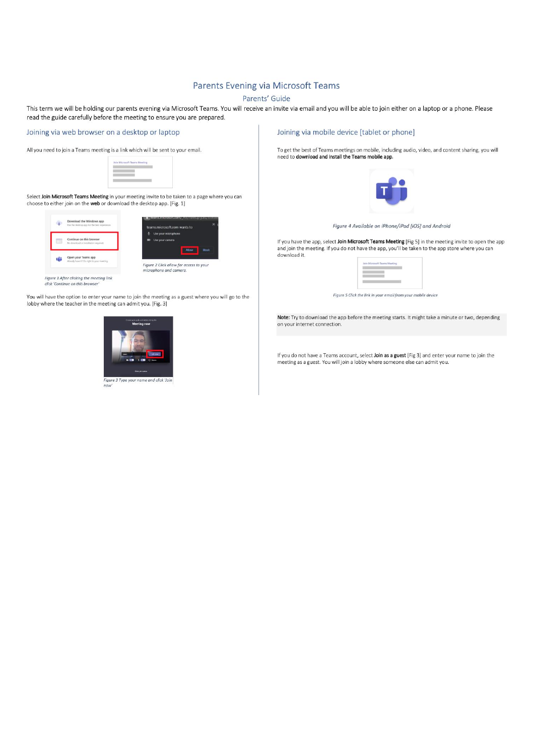# Parents Evening via Microsoft Teams

## Parents' Guide

This term we will be holding our parents evening via Microsoft Teams. You will receive an invite via email and you will be able to join either on a laptop or a phone. Please read the guide carefully before the meeting to ensure you are prepared.

### Joining via web browser on a desktop or laptop

All you need to join a Teams meeting is a link which will be sent to your email.

Select **Join Microsoft Teams Meeting** in your meeting invite to be taken to a page where you can choose to either join on the **web** or download the desktop app. [Fig. 1]

*Figure 1 After clicking the meeting link click 'Continue on this browser'*

*Figure 2 Click allow for access to your microphone and camera.*

You will have the option to enter your name to join the meeting as a guest where you will go to the lobby where the teacher in the meeting can admit you. [Fig. 3]

*Figure 3 Type your name and click 'Join now'*

### Joining via mobile device [tablet or phone]

To get the best of Teams meetings on mobile, including audio, video, and content sharing, you will need to **download and install the Teams mobile app.**

*Figure 4 Available on iPhone/iPad [iOS] and Android*

If you have the app, select **Join Microsoft Teams Meeting** [Fig 5] in the meeting invite to open the app and join the meeting. If you do not have the app, you'll be taken to the app store where you can download it.

*Figure 5 Click the link in your email from your mobile device*

**Note:** Try to download the app before the meeting starts. It might take a minute or two, depending on your internet connection.

If you do not have a Teams account, select **Join as a guest** [Fig 3] and enter your name to join the meeting as a guest. You will join a lobby where someone else can admit you.